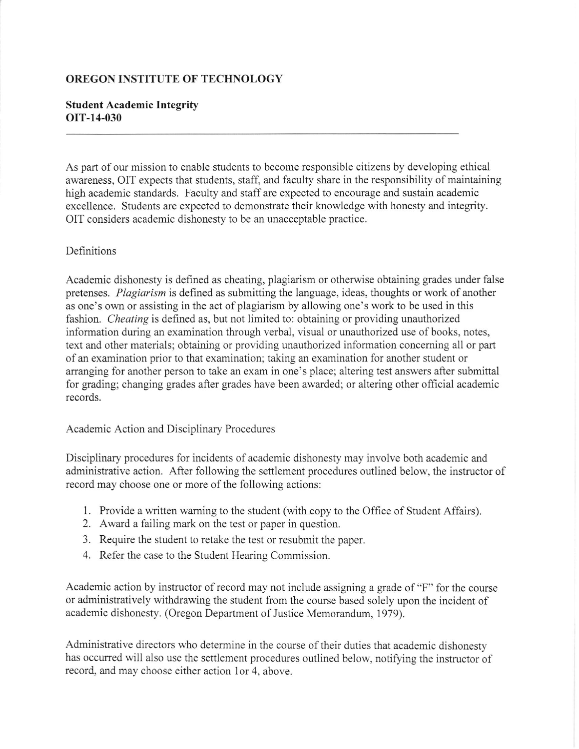## OREGON INSTITUTE OF TECHNOLOGY

**Student Academic Integrity**
**OIT-14-030**

---

As part of our mission to enable students to become responsible citizens by developing ethical awareness, OIT expects that students, staff, and faculty share in the responsibility of maintaining high academic standards. Faculty and staff are expected to encourage and sustain academic excellence. Students are expected to demonstrate their knowledge with honesty and integrity. OIT considers academic dishonesty to be an unacceptable practice.

### Definitions

Academic dishonesty is defined as cheating, plagiarism or otherwise obtaining grades under false pretenses. *Plagiarism* is defined as submitting the language, ideas, thoughts or work of another as one's own or assisting in the act of plagiarism by allowing one's work to be used in this fashion. *Cheating* is defined as, but not limited to: obtaining or providing unauthorized information during an examination through verbal, visual or unauthorized use of books, notes, text and other materials; obtaining or providing unauthorized information concerning all or part of an examination prior to that examination; taking an examination for another student or arranging for another person to take an exam in one's place; altering test answers after submittal for grading; changing grades after grades have been awarded; or altering other official academic records.

### Academic Action and Disciplinary Procedures

Disciplinary procedures for incidents of academic dishonesty may involve both academic and administrative action. After following the settlement procedures outlined below, the instructor of record may choose one or more of the following actions:

1. Provide a written warning to the student (with copy to the Office of Student Affairs).
2. Award a failing mark on the test or paper in question.
3. Require the student to retake the test or resubmit the paper.
4. Refer the case to the Student Hearing Commission.

Academic action by instructor of record may not include assigning a grade of "F" for the course or administratively withdrawing the student from the course based solely upon the incident of academic dishonesty. (Oregon Department of Justice Memorandum, 1979).

Administrative directors who determine in the course of their duties that academic dishonesty has occurred will also use the settlement procedures outlined below, notifying the instructor of record, and may choose either action 1or 4, above.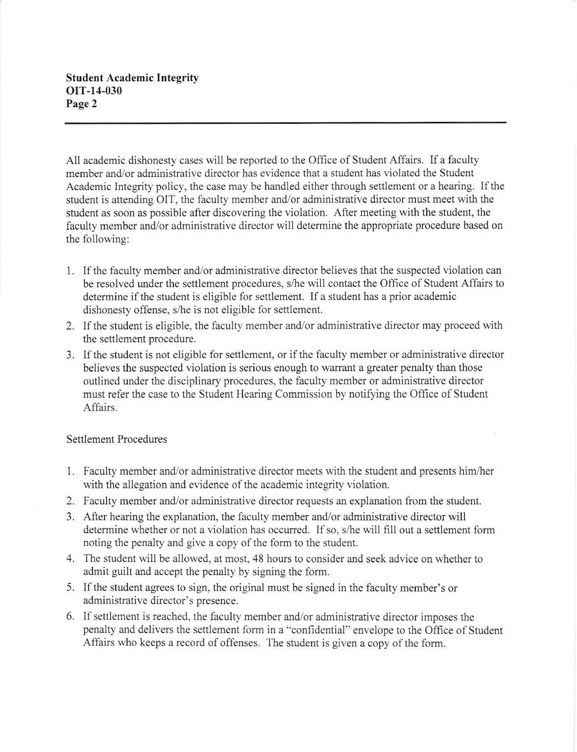All academic dishonesty cases will be reported to the Office of Student Affairs. If a faculty member and/or administrative director has evidence that a student has violated the Student Academic Integrity policy, the case may be handled either through settlement or a hearing. If the student is attending OIT, the faculty member and/or administrative director must meet with the student as soon as possible after discovering the violation. After meeting with the student, the faculty member and/or administrative director will determine the appropriate procedure based on the following:

1. If the faculty member and/or administrative director believes that the suspected violation can be resolved under the settlement procedures, s/he will contact the Office of Student Affairs to determine if the student is eligible for settlement. If a student has a prior academic dishonesty offense, s/he is not eligible for settlement.
2. If the student is eligible, the faculty member and/or administrative director may proceed with the settlement procedure.
3. If the student is not eligible for settlement, or if the faculty member or administrative director believes the suspected violation is serious enough to warrant a greater penalty than those outlined under the disciplinary procedures, the faculty member or administrative director must refer the case to the Student Hearing Commission by notifying the Office of Student Affairs.

Settlement Procedures

1. Faculty member and/or administrative director meets with the student and presents him/her with the allegation and evidence of the academic integrity violation.
2. Faculty member and/or administrative director requests an explanation from the student.
3. After hearing the explanation, the faculty member and/or administrative director will determine whether or not a violation has occurred. If so, s/he will fill out a settlement form noting the penalty and give a copy of the form to the student.
4. The student will be allowed, at most, 48 hours to consider and seek advice on whether to admit guilt and accept the penalty by signing the form.
5. If the student agrees to sign, the original must be signed in the faculty member's or administrative director's presence.
6. If settlement is reached, the faculty member and/or administrative director imposes the penalty and delivers the settlement form in a "confidential" envelope to the Office of Student Affairs who keeps a record of offenses. The student is given a copy of the form.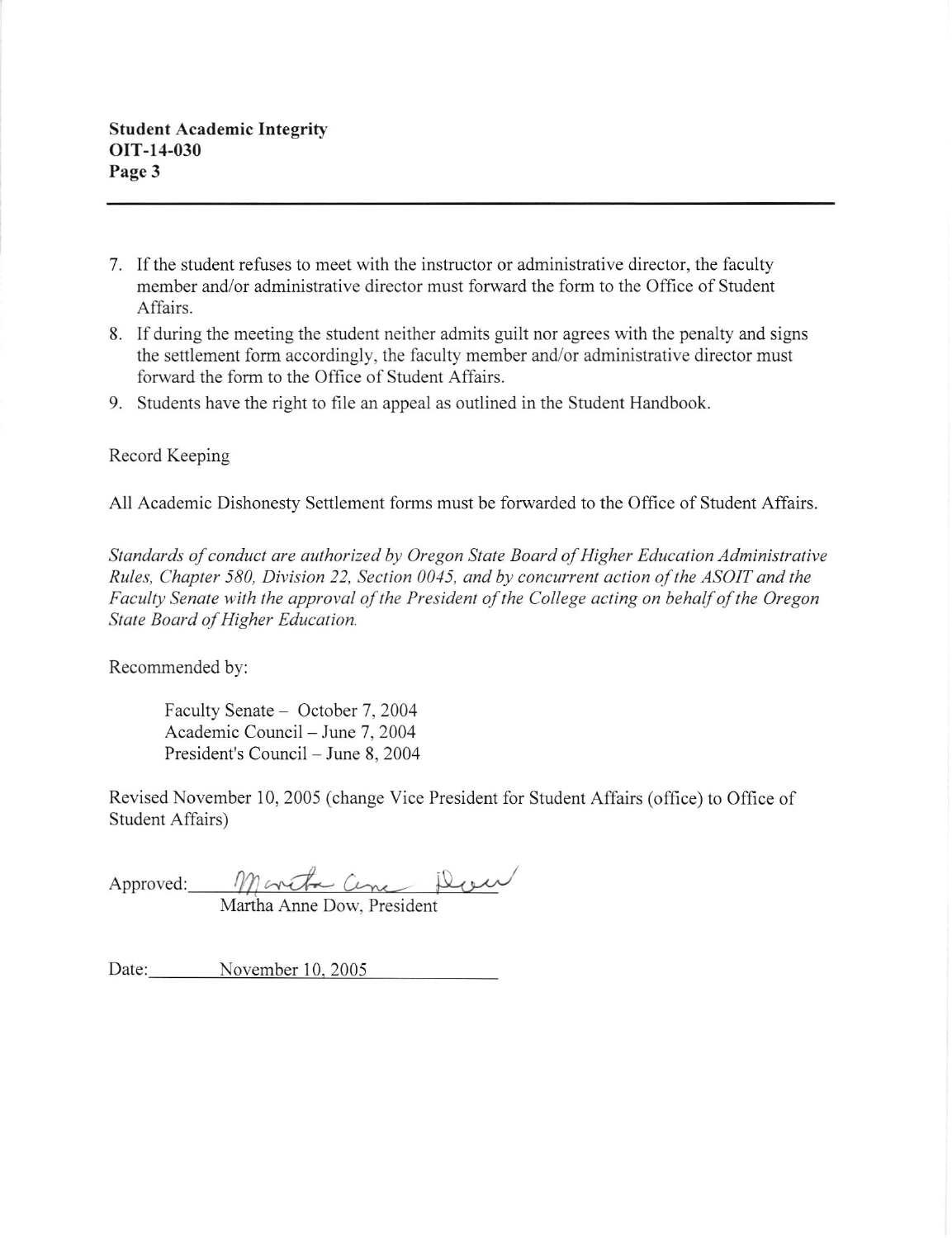7. If the student refuses to meet with the instructor or administrative director, the faculty member and/or administrative director must forward the form to the Office of Student Affairs.
8. If during the meeting the student neither admits guilt nor agrees with the penalty and signs the settlement form accordingly, the faculty member and/or administrative director must forward the form to the Office of Student Affairs.
9. Students have the right to file an appeal as outlined in the Student Handbook.

Record Keeping

All Academic Dishonesty Settlement forms must be forwarded to the Office of Student Affairs.

*Standards of conduct are authorized by Oregon State Board of Higher Education Administrative Rules, Chapter 580, Division 22, Section 0045, and by concurrent action of the ASOIT and the Faculty Senate with the approval of the President of the College acting on behalf of the Oregon State Board of Higher Education.*

Recommended by:

Faculty Senate – October 7, 2004
Academic Council – June 7, 2004
President's Council – June 8, 2004

Revised November 10, 2005 (change Vice President for Student Affairs (office) to Office of Student Affairs)

Approved: Martha Anne Dow
Martha Anne Dow, President

Date: November 10, 2005